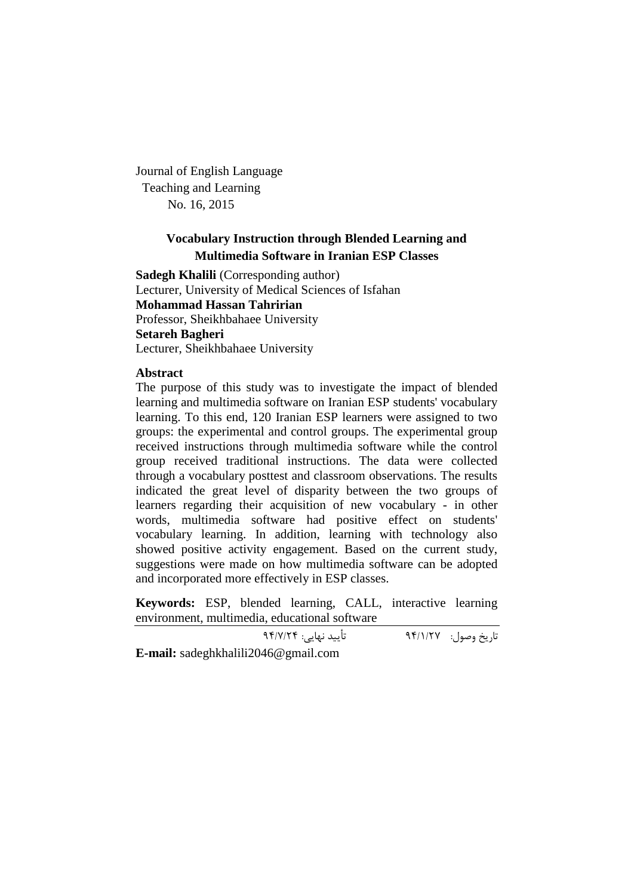Journal of English Language
Teaching and Learning
No. 16, 2015

# Vocabulary Instruction through Blended Learning and Multimedia Software in Iranian ESP Classes

**Sadegh Khalili** (Corresponding author)
Lecturer, University of Medical Sciences of Isfahan
**Mohammad Hassan Tahririan**
Professor, Sheikhbahaee University
**Setareh Bagheri**
Lecturer, Sheikhbahaee University

## Abstract

The purpose of this study was to investigate the impact of blended learning and multimedia software on Iranian ESP students' vocabulary learning. To this end, 120 Iranian ESP learners were assigned to two groups: the experimental and control groups. The experimental group received instructions through multimedia software while the control group received traditional instructions. The data were collected through a vocabulary posttest and classroom observations. The results indicated the great level of disparity between the two groups of learners regarding their acquisition of new vocabulary - in other words, multimedia software had positive effect on students' vocabulary learning. In addition, learning with technology also showed positive activity engagement. Based on the current study, suggestions were made on how multimedia software can be adopted and incorporated more effectively in ESP classes.

**Keywords:** ESP, blended learning, CALL, interactive learning environment, multimedia, educational software

---

تاریخ وصول: ۹۴/۱/۲۷ تأیید نهایی: ۹۴/۷/۲۴

**E-mail:** sadeghkhalili2046@gmail.com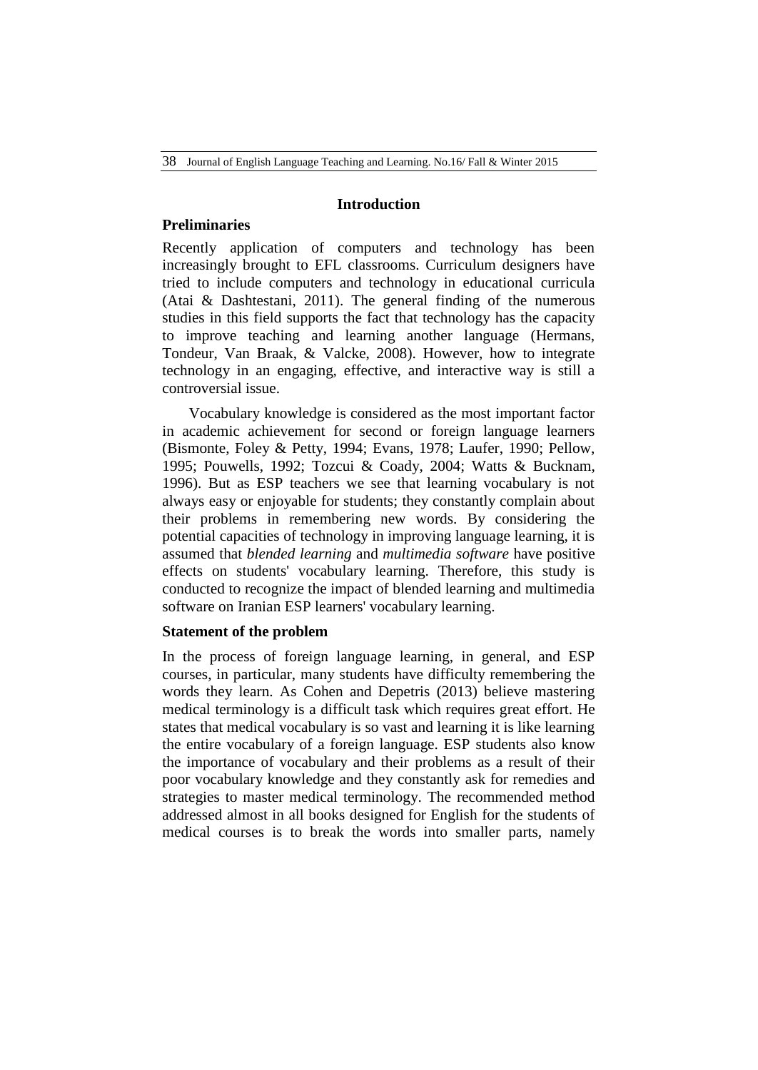## Introduction

### Preliminaries

Recently application of computers and technology has been increasingly brought to EFL classrooms. Curriculum designers have tried to include computers and technology in educational curricula (Atai & Dashtestani, 2011). The general finding of the numerous studies in this field supports the fact that technology has the capacity to improve teaching and learning another language (Hermans, Tondeur, Van Braak, & Valcke, 2008). However, how to integrate technology in an engaging, effective, and interactive way is still a controversial issue.

Vocabulary knowledge is considered as the most important factor in academic achievement for second or foreign language learners (Bismonte, Foley & Petty, 1994; Evans, 1978; Laufer, 1990; Pellow, 1995; Pouwells, 1992; Tozcui & Coady, 2004; Watts & Bucknam, 1996). But as ESP teachers we see that learning vocabulary is not always easy or enjoyable for students; they constantly complain about their problems in remembering new words. By considering the potential capacities of technology in improving language learning, it is assumed that *blended learning* and *multimedia software* have positive effects on students' vocabulary learning. Therefore, this study is conducted to recognize the impact of blended learning and multimedia software on Iranian ESP learners' vocabulary learning.

### Statement of the problem

In the process of foreign language learning, in general, and ESP courses, in particular, many students have difficulty remembering the words they learn. As Cohen and Depetris (2013) believe mastering medical terminology is a difficult task which requires great effort. He states that medical vocabulary is so vast and learning it is like learning the entire vocabulary of a foreign language. ESP students also know the importance of vocabulary and their problems as a result of their poor vocabulary knowledge and they constantly ask for remedies and strategies to master medical terminology. The recommended method addressed almost in all books designed for English for the students of medical courses is to break the words into smaller parts, namely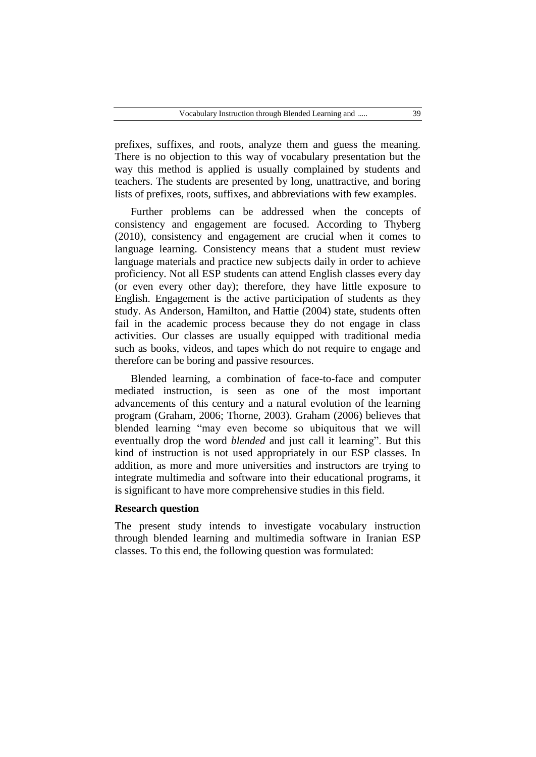prefixes, suffixes, and roots, analyze them and guess the meaning. There is no objection to this way of vocabulary presentation but the way this method is applied is usually complained by students and teachers. The students are presented by long, unattractive, and boring lists of prefixes, roots, suffixes, and abbreviations with few examples.

Further problems can be addressed when the concepts of consistency and engagement are focused. According to Thyberg (2010), consistency and engagement are crucial when it comes to language learning. Consistency means that a student must review language materials and practice new subjects daily in order to achieve proficiency. Not all ESP students can attend English classes every day (or even every other day); therefore, they have little exposure to English. Engagement is the active participation of students as they study. As Anderson, Hamilton, and Hattie (2004) state, students often fail in the academic process because they do not engage in class activities. Our classes are usually equipped with traditional media such as books, videos, and tapes which do not require to engage and therefore can be boring and passive resources.

Blended learning, a combination of face-to-face and computer mediated instruction, is seen as one of the most important advancements of this century and a natural evolution of the learning program (Graham, 2006; Thorne, 2003). Graham (2006) believes that blended learning "may even become so ubiquitous that we will eventually drop the word *blended* and just call it learning". But this kind of instruction is not used appropriately in our ESP classes. In addition, as more and more universities and instructors are trying to integrate multimedia and software into their educational programs, it is significant to have more comprehensive studies in this field.

**Research question**

The present study intends to investigate vocabulary instruction through blended learning and multimedia software in Iranian ESP classes. To this end, the following question was formulated: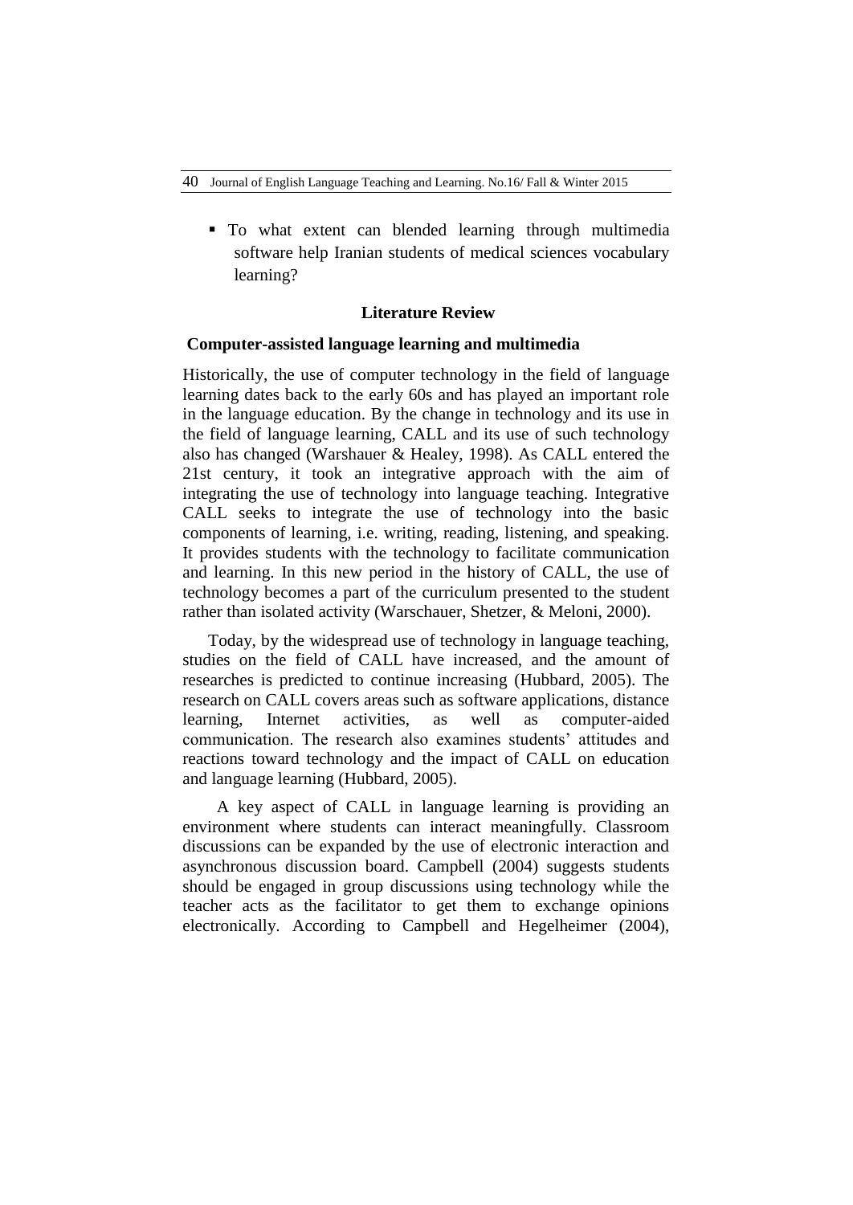- To what extent can blended learning through multimedia software help Iranian students of medical sciences vocabulary learning?

## Literature Review

### Computer-assisted language learning and multimedia

Historically, the use of computer technology in the field of language learning dates back to the early 60s and has played an important role in the language education. By the change in technology and its use in the field of language learning, CALL and its use of such technology also has changed (Warshauer & Healey, 1998). As CALL entered the 21st century, it took an integrative approach with the aim of integrating the use of technology into language teaching. Integrative CALL seeks to integrate the use of technology into the basic components of learning, i.e. writing, reading, listening, and speaking. It provides students with the technology to facilitate communication and learning. In this new period in the history of CALL, the use of technology becomes a part of the curriculum presented to the student rather than isolated activity (Warschauer, Shetzer, & Meloni, 2000).

Today, by the widespread use of technology in language teaching, studies on the field of CALL have increased, and the amount of researches is predicted to continue increasing (Hubbard, 2005). The research on CALL covers areas such as software applications, distance learning, Internet activities, as well as computer-aided communication. The research also examines students' attitudes and reactions toward technology and the impact of CALL on education and language learning (Hubbard, 2005).

A key aspect of CALL in language learning is providing an environment where students can interact meaningfully. Classroom discussions can be expanded by the use of electronic interaction and asynchronous discussion board. Campbell (2004) suggests students should be engaged in group discussions using technology while the teacher acts as the facilitator to get them to exchange opinions electronically. According to Campbell and Hegelheimer (2004),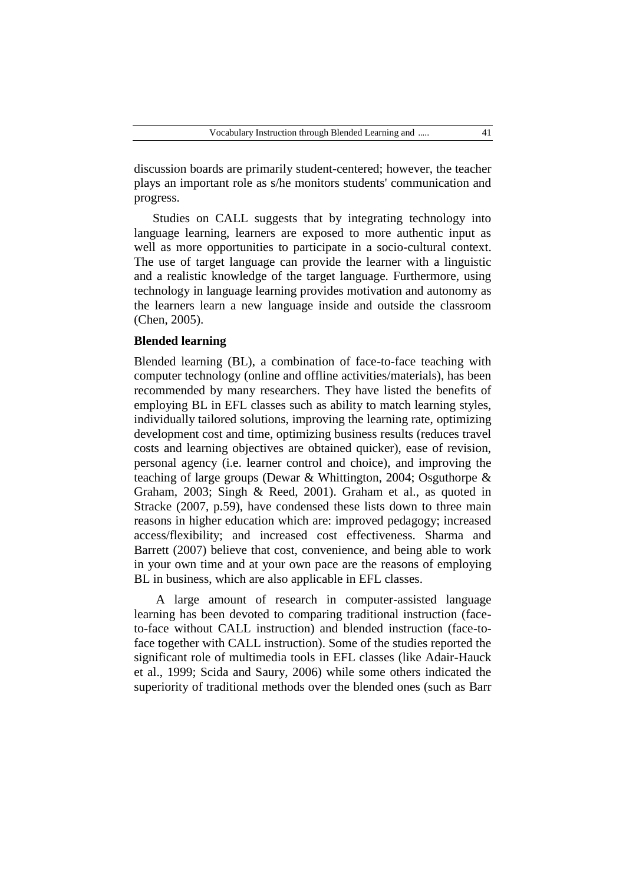discussion boards are primarily student-centered; however, the teacher plays an important role as s/he monitors students' communication and progress.

Studies on CALL suggests that by integrating technology into language learning, learners are exposed to more authentic input as well as more opportunities to participate in a socio-cultural context. The use of target language can provide the learner with a linguistic and a realistic knowledge of the target language. Furthermore, using technology in language learning provides motivation and autonomy as the learners learn a new language inside and outside the classroom (Chen, 2005).

**Blended learning**

Blended learning (BL), a combination of face-to-face teaching with computer technology (online and offline activities/materials), has been recommended by many researchers. They have listed the benefits of employing BL in EFL classes such as ability to match learning styles, individually tailored solutions, improving the learning rate, optimizing development cost and time, optimizing business results (reduces travel costs and learning objectives are obtained quicker), ease of revision, personal agency (i.e. learner control and choice), and improving the teaching of large groups (Dewar & Whittington, 2004; Osguthorpe & Graham, 2003; Singh & Reed, 2001). Graham et al., as quoted in Stracke (2007, p.59), have condensed these lists down to three main reasons in higher education which are: improved pedagogy; increased access/flexibility; and increased cost effectiveness. Sharma and Barrett (2007) believe that cost, convenience, and being able to work in your own time and at your own pace are the reasons of employing BL in business, which are also applicable in EFL classes.

A large amount of research in computer-assisted language learning has been devoted to comparing traditional instruction (face-to-face without CALL instruction) and blended instruction (face-to-face together with CALL instruction). Some of the studies reported the significant role of multimedia tools in EFL classes (like Adair-Hauck et al., 1999; Scida and Saury, 2006) while some others indicated the superiority of traditional methods over the blended ones (such as Barr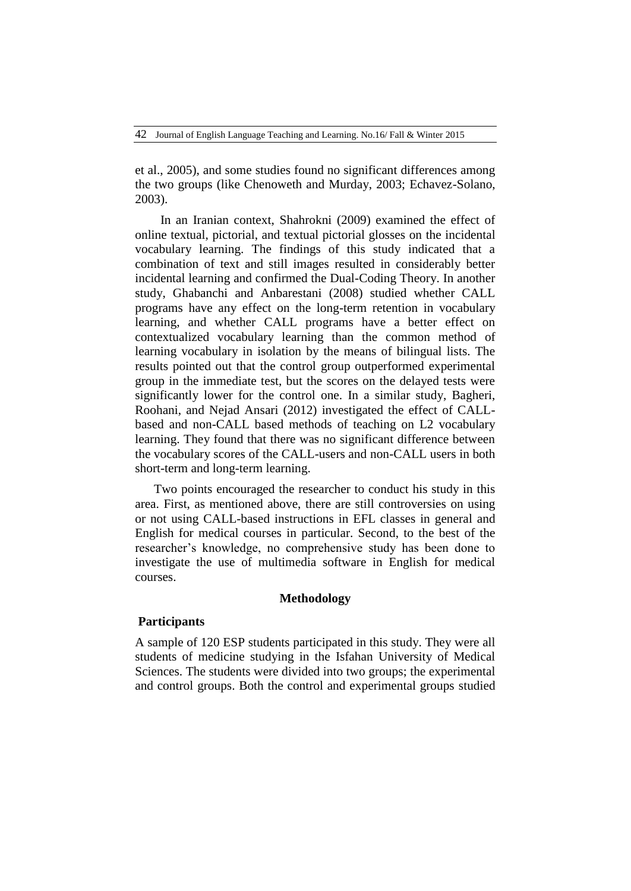et al., 2005), and some studies found no significant differences among the two groups (like Chenoweth and Murday, 2003; Echavez-Solano, 2003).

In an Iranian context, Shahrokni (2009) examined the effect of online textual, pictorial, and textual pictorial glosses on the incidental vocabulary learning. The findings of this study indicated that a combination of text and still images resulted in considerably better incidental learning and confirmed the Dual-Coding Theory. In another study, Ghabanchi and Anbarestani (2008) studied whether CALL programs have any effect on the long-term retention in vocabulary learning, and whether CALL programs have a better effect on contextualized vocabulary learning than the common method of learning vocabulary in isolation by the means of bilingual lists. The results pointed out that the control group outperformed experimental group in the immediate test, but the scores on the delayed tests were significantly lower for the control one. In a similar study, Bagheri, Roohani, and Nejad Ansari (2012) investigated the effect of CALL-based and non-CALL based methods of teaching on L2 vocabulary learning. They found that there was no significant difference between the vocabulary scores of the CALL-users and non-CALL users in both short-term and long-term learning.

Two points encouraged the researcher to conduct his study in this area. First, as mentioned above, there are still controversies on using or not using CALL-based instructions in EFL classes in general and English for medical courses in particular. Second, to the best of the researcher's knowledge, no comprehensive study has been done to investigate the use of multimedia software in English for medical courses.

## Methodology

### Participants

A sample of 120 ESP students participated in this study. They were all students of medicine studying in the Isfahan University of Medical Sciences. The students were divided into two groups; the experimental and control groups. Both the control and experimental groups studied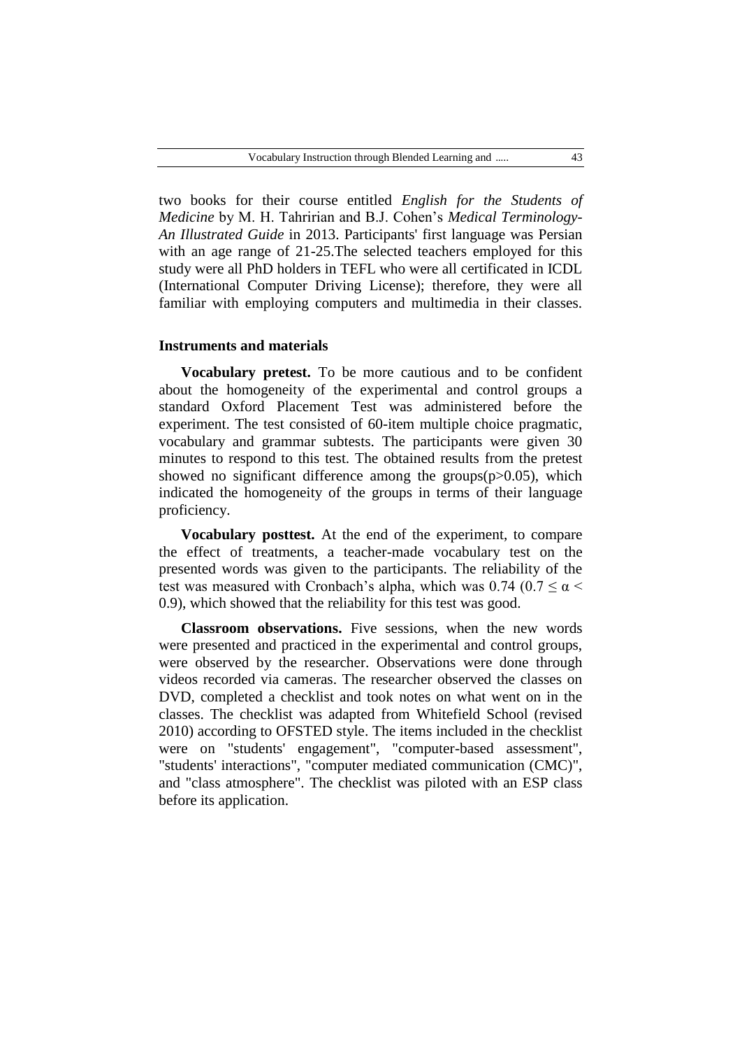two books for their course entitled *English for the Students of Medicine* by M. H. Tahririan and B.J. Cohen's *Medical Terminology-An Illustrated Guide* in 2013. Participants' first language was Persian with an age range of 21-25.The selected teachers employed for this study were all PhD holders in TEFL who were all certificated in ICDL (International Computer Driving License); therefore, they were all familiar with employing computers and multimedia in their classes.

### Instruments and materials

**Vocabulary pretest.** To be more cautious and to be confident about the homogeneity of the experimental and control groups a standard Oxford Placement Test was administered before the experiment. The test consisted of 60-item multiple choice pragmatic, vocabulary and grammar subtests. The participants were given 30 minutes to respond to this test. The obtained results from the pretest showed no significant difference among the groups($p>0.05$), which indicated the homogeneity of the groups in terms of their language proficiency.

**Vocabulary posttest.** At the end of the experiment, to compare the effect of treatments, a teacher-made vocabulary test on the presented words was given to the participants. The reliability of the test was measured with Cronbach's alpha, which was 0.74 ($0.7 \leq \alpha < 0.9$), which showed that the reliability for this test was good.

**Classroom observations.** Five sessions, when the new words were presented and practiced in the experimental and control groups, were observed by the researcher. Observations were done through videos recorded via cameras. The researcher observed the classes on DVD, completed a checklist and took notes on what went on in the classes. The checklist was adapted from Whitefield School (revised 2010) according to OFSTED style. The items included in the checklist were on "students' engagement", "computer-based assessment", "students' interactions", "computer mediated communication (CMC)", and "class atmosphere". The checklist was piloted with an ESP class before its application.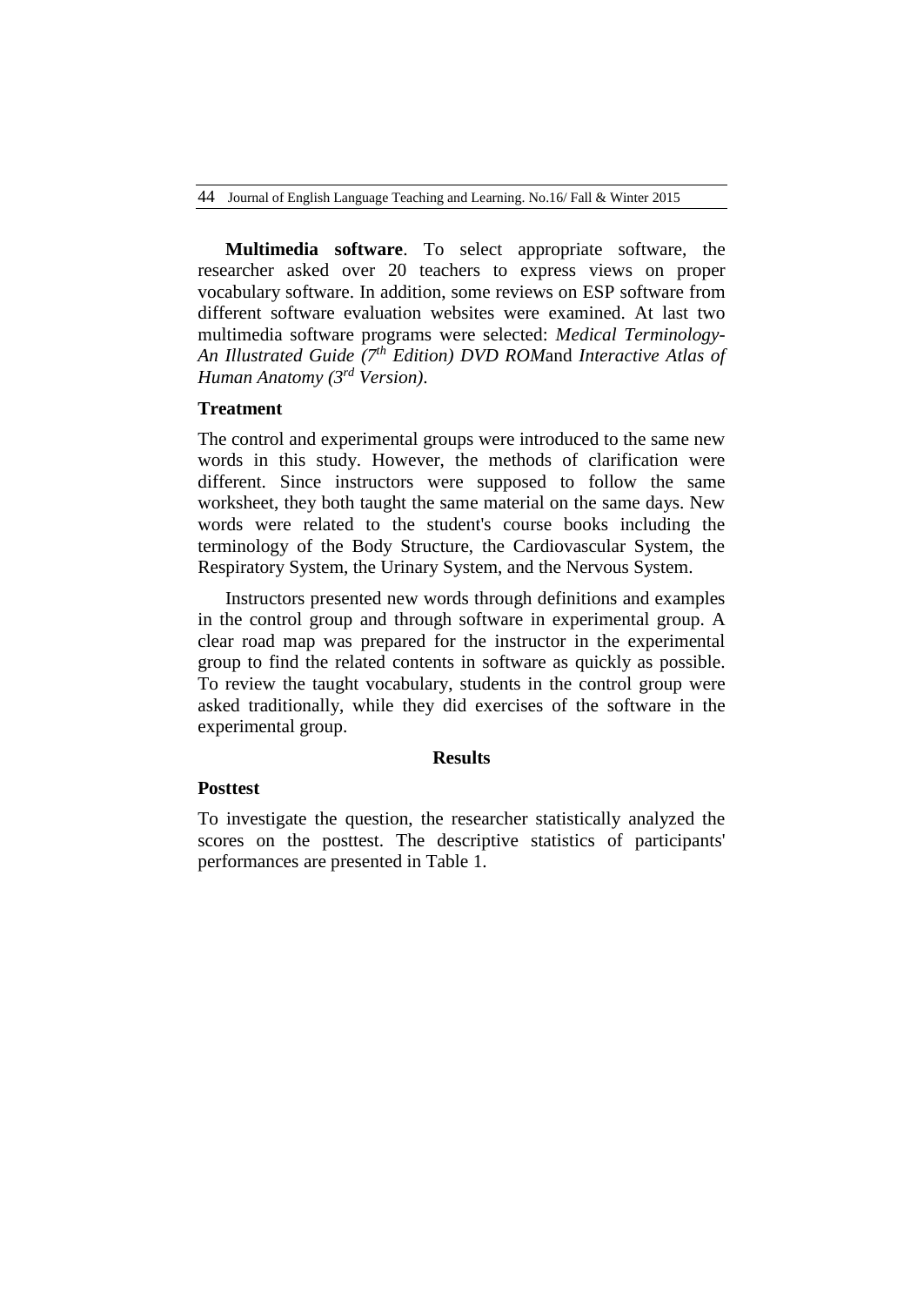**Multimedia software**. To select appropriate software, the researcher asked over 20 teachers to express views on proper vocabulary software. In addition, some reviews on ESP software from different software evaluation websites were examined. At last two multimedia software programs were selected: *Medical Terminology- An Illustrated Guide (7th Edition) DVD ROM*and *Interactive Atlas of Human Anatomy (3rd Version).*

### Treatment

The control and experimental groups were introduced to the same new words in this study. However, the methods of clarification were different. Since instructors were supposed to follow the same worksheet, they both taught the same material on the same days. New words were related to the student's course books including the terminology of the Body Structure, the Cardiovascular System, the Respiratory System, the Urinary System, and the Nervous System.

Instructors presented new words through definitions and examples in the control group and through software in experimental group. A clear road map was prepared for the instructor in the experimental group to find the related contents in software as quickly as possible. To review the taught vocabulary, students in the control group were asked traditionally, while they did exercises of the software in the experimental group.

## Results

### Posttest

To investigate the question, the researcher statistically analyzed the scores on the posttest. The descriptive statistics of participants' performances are presented in Table 1.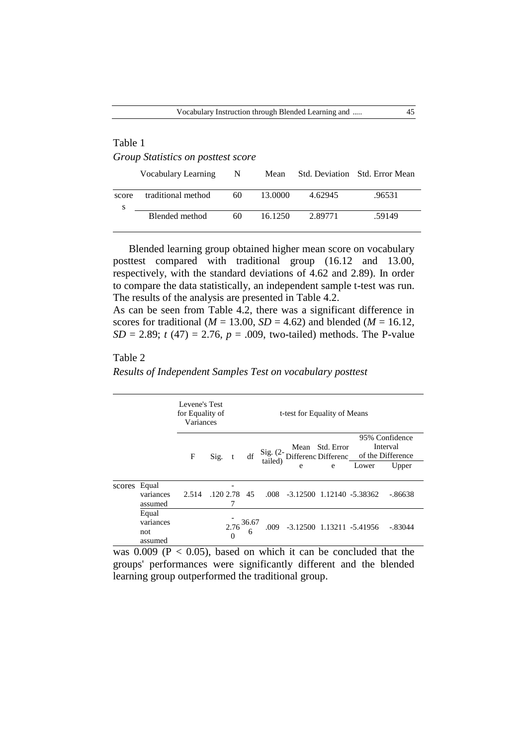Table 1

*Group Statistics on posttest score*

| | Vocabulary Learning | N | Mean | Std. Deviation | Std. Error Mean |
|---|---|---|---|---|---|
| scores | traditional method | 60 | 13.0000 | 4.62945 | .96531 |
| | Blended method | 60 | 16.1250 | 2.89771 | .59149 |

Blended learning group obtained higher mean score on vocabulary posttest compared with traditional group (16.12 and 13.00, respectively, with the standard deviations of 4.62 and 2.89). In order to compare the data statistically, an independent sample t-test was run. The results of the analysis are presented in Table 4.2.

As can be seen from Table 4.2, there was a significant difference in scores for traditional ($M$ = 13.00, $SD$ = 4.62) and blended ($M$ = 16.12, $SD$ = 2.89; $t$ (47) = 2.76, $p$ = .009, two-tailed) methods. The P-value was 0.009 ($P < 0.05$), based on which it can be concluded that the groups' performances were significantly different and the blended learning group outperformed the traditional group.

Table 2

*Results of Independent Samples Test on vocabulary posttest*

| | | Levene's Test for Equality of Variances | | t-test for Equality of Means | | | | | | |
|---|---|---|---|---|---|---|---|---|---|---|
| | | | | | | | | | 95% Confidence Interval of the Difference | |
| | | F | Sig. | t | df | Sig. (2-tailed) | Mean Difference | Std. Error Difference | Lower | Upper |
| scores | Equal variances assumed | 2.514 | .120 | -2.787 | 45 | .008 | -3.12500 | 1.12140 | -5.38362 | -.86638 |
| | Equal variances not assumed | | | -2.760 | 36.676 | .009 | -3.12500 | 1.13211 | -5.41956 | -.83044 |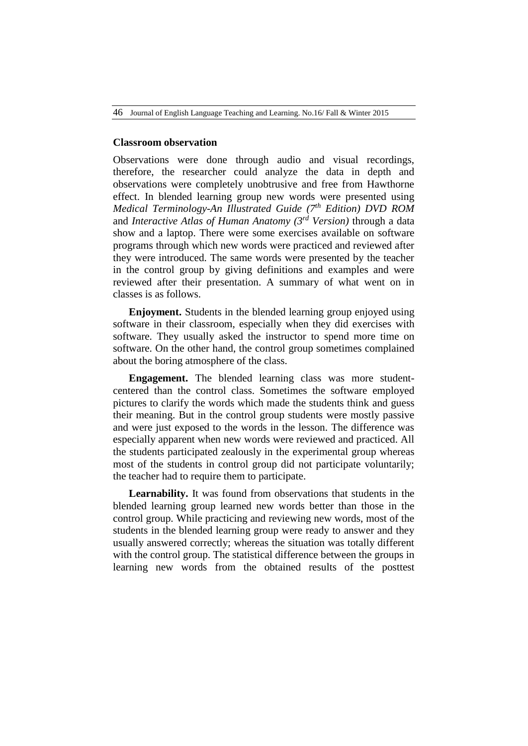### Classroom observation

Observations were done through audio and visual recordings, therefore, the researcher could analyze the data in depth and observations were completely unobtrusive and free from Hawthorne effect. In blended learning group new words were presented using *Medical Terminology-An Illustrated Guide (7th Edition) DVD ROM* and *Interactive Atlas of Human Anatomy (3rd Version)* through a data show and a laptop. There were some exercises available on software programs through which new words were practiced and reviewed after they were introduced. The same words were presented by the teacher in the control group by giving definitions and examples and were reviewed after their presentation. A summary of what went on in classes is as follows.

**Enjoyment.** Students in the blended learning group enjoyed using software in their classroom, especially when they did exercises with software. They usually asked the instructor to spend more time on software. On the other hand, the control group sometimes complained about the boring atmosphere of the class.

**Engagement.** The blended learning class was more student-centered than the control class. Sometimes the software employed pictures to clarify the words which made the students think and guess their meaning. But in the control group students were mostly passive and were just exposed to the words in the lesson. The difference was especially apparent when new words were reviewed and practiced. All the students participated zealously in the experimental group whereas most of the students in control group did not participate voluntarily; the teacher had to require them to participate.

**Learnability.** It was found from observations that students in the blended learning group learned new words better than those in the control group. While practicing and reviewing new words, most of the students in the blended learning group were ready to answer and they usually answered correctly; whereas the situation was totally different with the control group. The statistical difference between the groups in learning new words from the obtained results of the posttest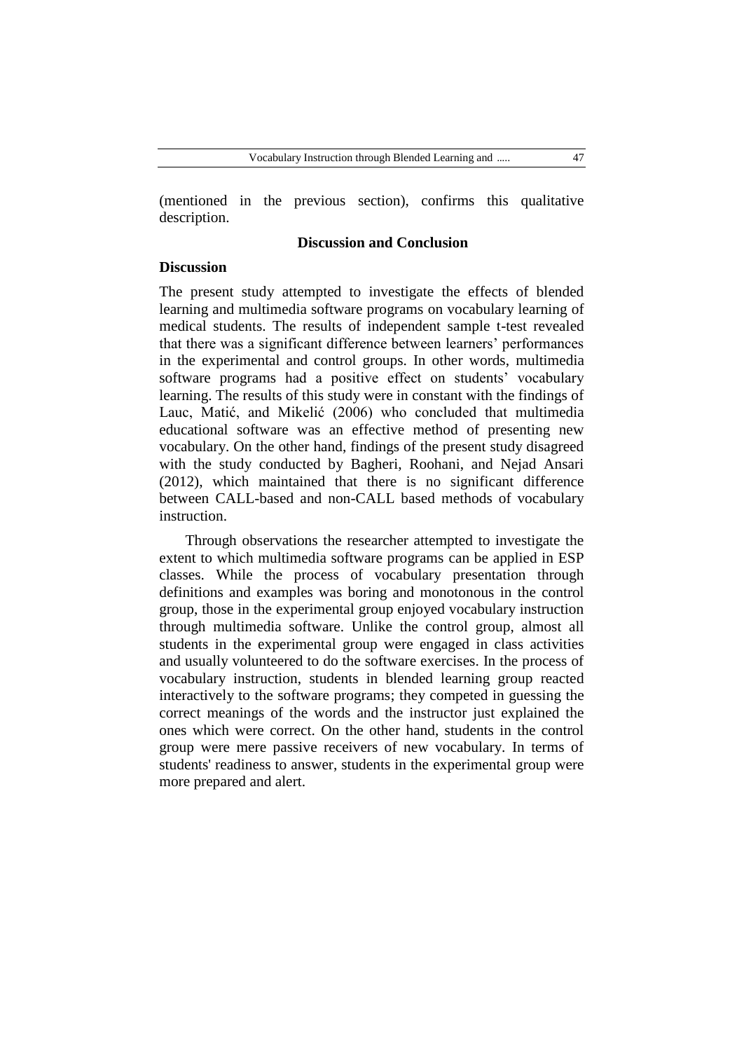(mentioned in the previous section), confirms this qualitative description.

## Discussion and Conclusion

### Discussion

The present study attempted to investigate the effects of blended learning and multimedia software programs on vocabulary learning of medical students. The results of independent sample t-test revealed that there was a significant difference between learners' performances in the experimental and control groups. In other words, multimedia software programs had a positive effect on students' vocabulary learning. The results of this study were in constant with the findings of Lauc, Matić, and Mikelić (2006) who concluded that multimedia educational software was an effective method of presenting new vocabulary. On the other hand, findings of the present study disagreed with the study conducted by Bagheri, Roohani, and Nejad Ansari (2012), which maintained that there is no significant difference between CALL-based and non-CALL based methods of vocabulary instruction.

Through observations the researcher attempted to investigate the extent to which multimedia software programs can be applied in ESP classes. While the process of vocabulary presentation through definitions and examples was boring and monotonous in the control group, those in the experimental group enjoyed vocabulary instruction through multimedia software. Unlike the control group, almost all students in the experimental group were engaged in class activities and usually volunteered to do the software exercises. In the process of vocabulary instruction, students in blended learning group reacted interactively to the software programs; they competed in guessing the correct meanings of the words and the instructor just explained the ones which were correct. On the other hand, students in the control group were mere passive receivers of new vocabulary. In terms of students' readiness to answer, students in the experimental group were more prepared and alert.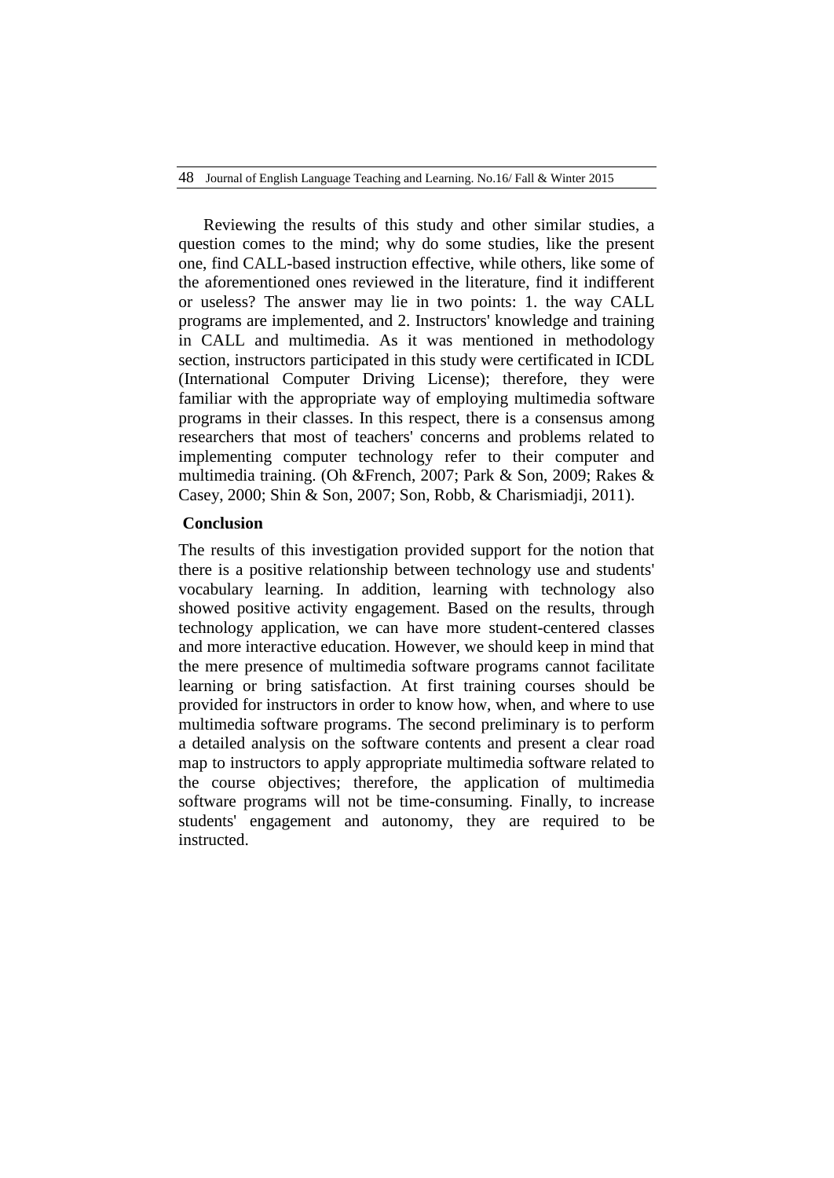Reviewing the results of this study and other similar studies, a question comes to the mind; why do some studies, like the present one, find CALL-based instruction effective, while others, like some of the aforementioned ones reviewed in the literature, find it indifferent or useless? The answer may lie in two points: 1. the way CALL programs are implemented, and 2. Instructors' knowledge and training in CALL and multimedia. As it was mentioned in methodology section, instructors participated in this study were certificated in ICDL (International Computer Driving License); therefore, they were familiar with the appropriate way of employing multimedia software programs in their classes. In this respect, there is a consensus among researchers that most of teachers' concerns and problems related to implementing computer technology refer to their computer and multimedia training. (Oh &French, 2007; Park & Son, 2009; Rakes & Casey, 2000; Shin & Son, 2007; Son, Robb, & Charismiadji, 2011).

## Conclusion

The results of this investigation provided support for the notion that there is a positive relationship between technology use and students' vocabulary learning. In addition, learning with technology also showed positive activity engagement. Based on the results, through technology application, we can have more student-centered classes and more interactive education. However, we should keep in mind that the mere presence of multimedia software programs cannot facilitate learning or bring satisfaction. At first training courses should be provided for instructors in order to know how, when, and where to use multimedia software programs. The second preliminary is to perform a detailed analysis on the software contents and present a clear road map to instructors to apply appropriate multimedia software related to the course objectives; therefore, the application of multimedia software programs will not be time-consuming. Finally, to increase students' engagement and autonomy, they are required to be instructed.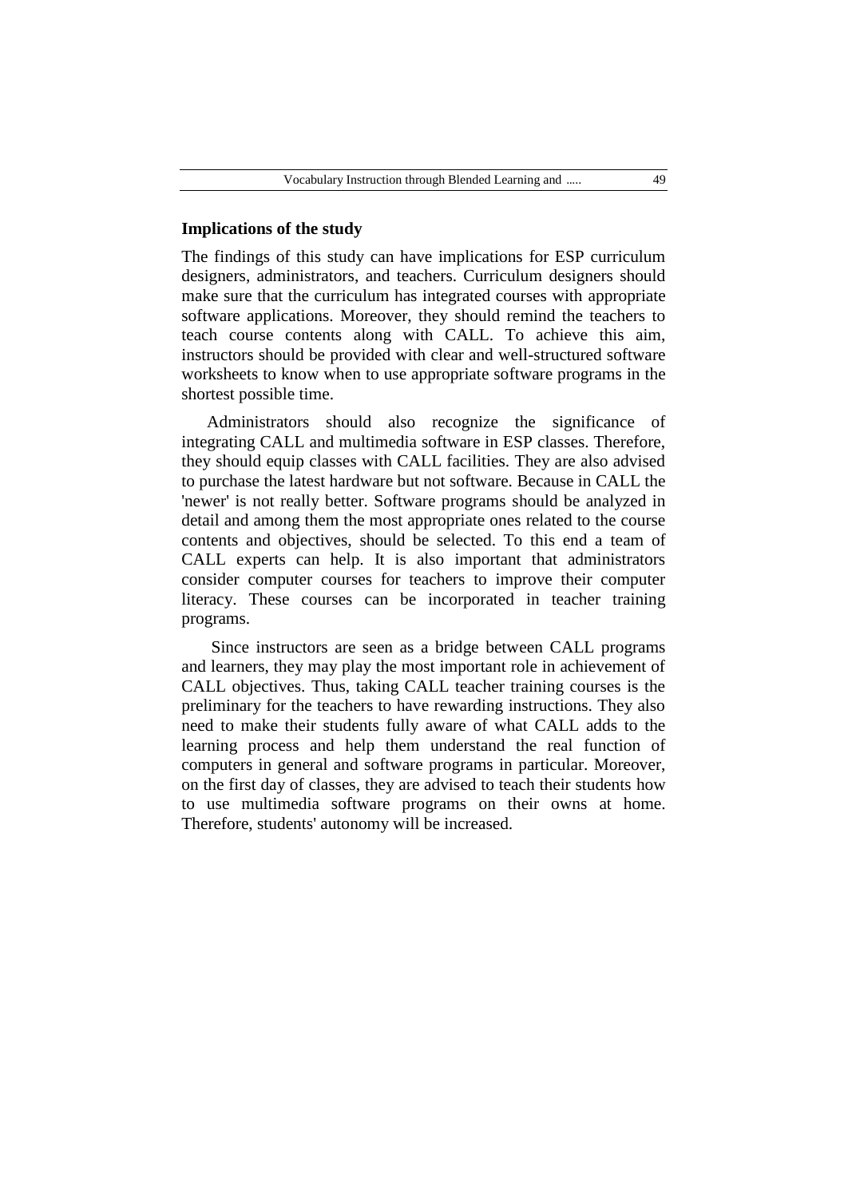**Implications of the study**

The findings of this study can have implications for ESP curriculum designers, administrators, and teachers. Curriculum designers should make sure that the curriculum has integrated courses with appropriate software applications. Moreover, they should remind the teachers to teach course contents along with CALL. To achieve this aim, instructors should be provided with clear and well-structured software worksheets to know when to use appropriate software programs in the shortest possible time.

Administrators should also recognize the significance of integrating CALL and multimedia software in ESP classes. Therefore, they should equip classes with CALL facilities. They are also advised to purchase the latest hardware but not software. Because in CALL the 'newer' is not really better. Software programs should be analyzed in detail and among them the most appropriate ones related to the course contents and objectives, should be selected. To this end a team of CALL experts can help. It is also important that administrators consider computer courses for teachers to improve their computer literacy. These courses can be incorporated in teacher training programs.

Since instructors are seen as a bridge between CALL programs and learners, they may play the most important role in achievement of CALL objectives. Thus, taking CALL teacher training courses is the preliminary for the teachers to have rewarding instructions. They also need to make their students fully aware of what CALL adds to the learning process and help them understand the real function of computers in general and software programs in particular. Moreover, on the first day of classes, they are advised to teach their students how to use multimedia software programs on their owns at home. Therefore, students' autonomy will be increased.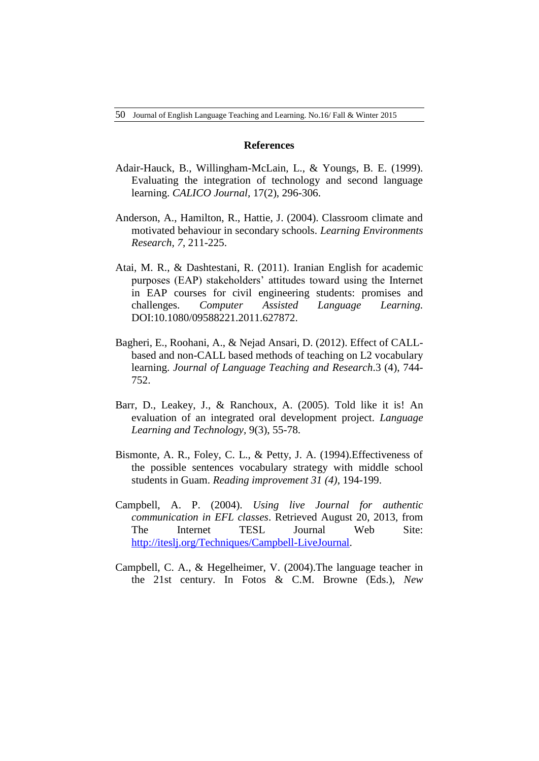## References

Adair-Hauck, B., Willingham-McLain, L., & Youngs, B. E. (1999). Evaluating the integration of technology and second language learning. *CALICO Journal*, 17(2), 296-306.

Anderson, A., Hamilton, R., Hattie, J. (2004). Classroom climate and motivated behaviour in secondary schools. *Learning Environments Research, 7*, 211-225.

Atai, M. R., & Dashtestani, R. (2011). Iranian English for academic purposes (EAP) stakeholders' attitudes toward using the Internet in EAP courses for civil engineering students: promises and challenges. *Computer Assisted Language Learning.* DOI:10.1080/09588221.2011.627872.

Bagheri, E., Roohani, A., & Nejad Ansari, D. (2012). Effect of CALL-based and non-CALL based methods of teaching on L2 vocabulary learning. *Journal of Language Teaching and Research*.3 (4), 744-752.

Barr, D., Leakey, J., & Ranchoux, A. (2005). Told like it is! An evaluation of an integrated oral development project. *Language Learning and Technology*, 9(3), 55-78.

Bismonte, A. R., Foley, C. L., & Petty, J. A. (1994).Effectiveness of the possible sentences vocabulary strategy with middle school students in Guam. *Reading improvement 31 (4)*, 194-199.

Campbell, A. P. (2004). *Using live Journal for authentic communication in EFL classes*. Retrieved August 20, 2013, from The Internet TESL Journal Web Site: [http://iteslj.org/Techniques/Campbell-LiveJournal](http://iteslj.org/Techniques/Campbell-LiveJournal).

Campbell, C. A., & Hegelheimer, V. (2004).The language teacher in the 21st century. In Fotos & C.M. Browne (Eds.), *New*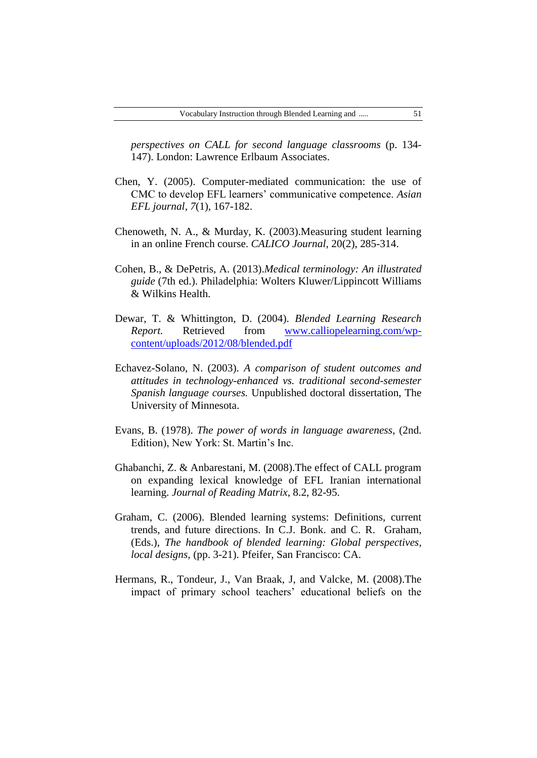*perspectives on CALL for second language classrooms* (p. 134-147). London: Lawrence Erlbaum Associates.

Chen, Y. (2005). Computer-mediated communication: the use of CMC to develop EFL learners' communicative competence. *Asian EFL journal*, *7*(1), 167-182.

Chenoweth, N. A., & Murday, K. (2003).Measuring student learning in an online French course. *CALICO Journal*, 20(2), 285-314.

Cohen, B., & DePetris, A. (2013).*Medical terminology: An illustrated guide* (7th ed.). Philadelphia: Wolters Kluwer/Lippincott Williams & Wilkins Health.

Dewar, T. & Whittington, D. (2004). *Blended Learning Research Report.* Retrieved from [www.calliopelearning.com/wp-content/uploads/2012/08/blended.pdf](www.calliopelearning.com/wp-content/uploads/2012/08/blended.pdf)

Echavez-Solano, N. (2003). *A comparison of student outcomes and attitudes in technology-enhanced vs. traditional second-semester Spanish language courses.* Unpublished doctoral dissertation, The University of Minnesota.

Evans, B. (1978). *The power of words in language awareness*, (2nd. Edition), New York: St. Martin's Inc.

Ghabanchi, Z. & Anbarestani, M. (2008).The effect of CALL program on expanding lexical knowledge of EFL Iranian international learning. *Journal of Reading Matrix*, 8.2, 82-95.

Graham, C. (2006). Blended learning systems: Definitions, current trends, and future directions. In C.J. Bonk. and C. R. Graham, (Eds.), *The handbook of blended learning: Global perspectives, local designs*, (pp. 3-21). Pfeifer, San Francisco: CA.

Hermans, R., Tondeur, J., Van Braak, J, and Valcke, M. (2008).The impact of primary school teachers' educational beliefs on the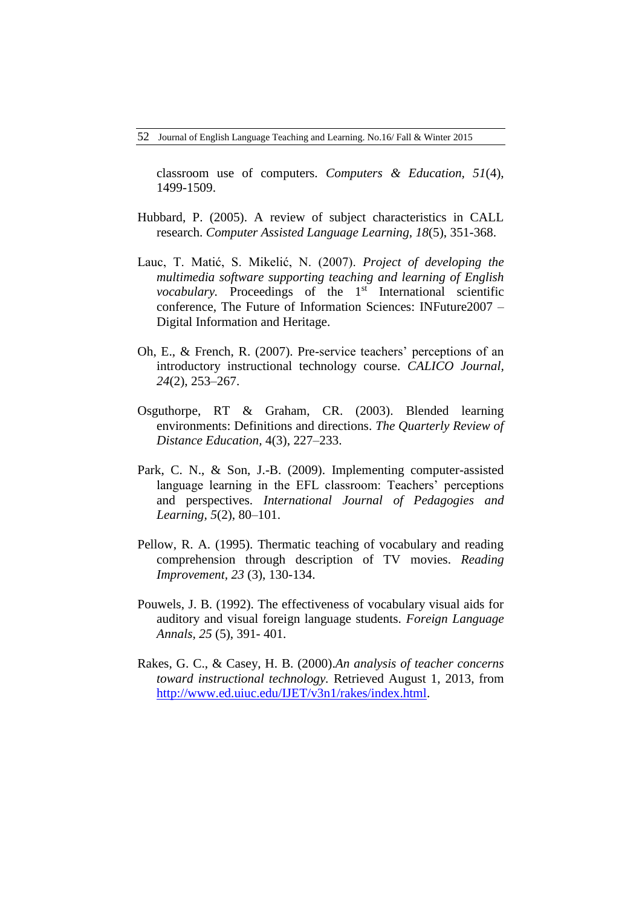classroom use of computers. *Computers & Education, 51*(4), 1499-1509.

Hubbard, P. (2005). A review of subject characteristics in CALL research. *Computer Assisted Language Learning, 18*(5), 351-368.

Lauc, T. Matić, S. Mikelić, N. (2007). *Project of developing the multimedia software supporting teaching and learning of English vocabulary.* Proceedings of the 1st International scientific conference, The Future of Information Sciences: INFuture2007 – Digital Information and Heritage.

Oh, E., & French, R. (2007). Pre-service teachers' perceptions of an introductory instructional technology course. *CALICO Journal, 24*(2), 253–267.

Osguthorpe, RT & Graham, CR. (2003). Blended learning environments: Definitions and directions. *The Quarterly Review of Distance Education*, 4(3), 227–233.

Park, C. N., & Son, J.-B. (2009). Implementing computer-assisted language learning in the EFL classroom: Teachers' perceptions and perspectives. *International Journal of Pedagogies and Learning, 5*(2), 80–101.

Pellow, R. A. (1995). Thermatic teaching of vocabulary and reading comprehension through description of TV movies. *Reading Improvement, 23* (3), 130-134.

Pouwels, J. B. (1992). The effectiveness of vocabulary visual aids for auditory and visual foreign language students. *Foreign Language Annals, 25* (5), 391- 401.

Rakes, G. C., & Casey, H. B. (2000).*An analysis of teacher concerns toward instructional technology.* Retrieved August 1, 2013, from http://www.ed.uiuc.edu/IJET/v3n1/rakes/index.html.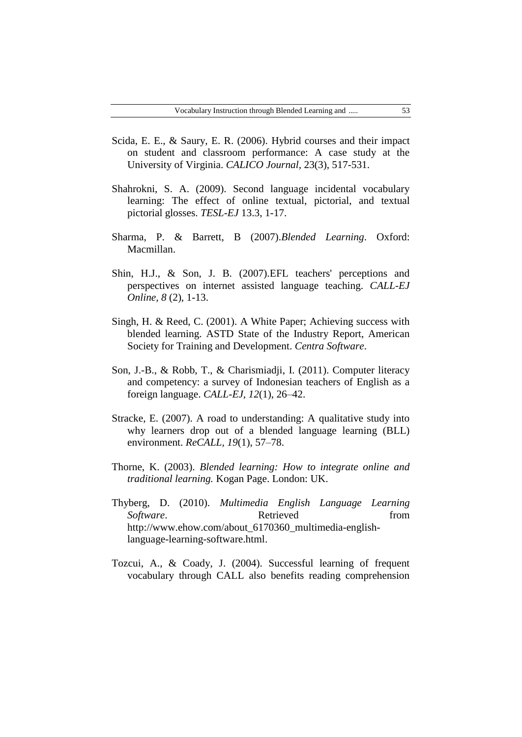Scida, E. E., & Saury, E. R. (2006). Hybrid courses and their impact on student and classroom performance: A case study at the University of Virginia. *CALICO Journal*, 23(3), 517-531.

Shahrokni, S. A. (2009). Second language incidental vocabulary learning: The effect of online textual, pictorial, and textual pictorial glosses. *TESL-EJ* 13.3, 1-17.

Sharma, P. & Barrett, B (2007).*Blended Learning*. Oxford: Macmillan.

Shin, H.J., & Son, J. B. (2007).EFL teachers' perceptions and perspectives on internet assisted language teaching. *CALL-EJ Online, 8* (2), 1-13.

Singh, H. & Reed, C. (2001). A White Paper; Achieving success with blended learning. ASTD State of the Industry Report, American Society for Training and Development. *Centra Software*.

Son, J.-B., & Robb, T., & Charismiadji, I. (2011). Computer literacy and competency: a survey of Indonesian teachers of English as a foreign language. *CALL-EJ, 12*(1), 26–42.

Stracke, E. (2007). A road to understanding: A qualitative study into why learners drop out of a blended language learning (BLL) environment. *ReCALL, 19*(1), 57–78.

Thorne, K. (2003). *Blended learning: How to integrate online and traditional learning.* Kogan Page. London: UK.

Thyberg, D. (2010). *Multimedia English Language Learning Software*. Retrieved from http://www.ehow.com/about_6170360_multimedia-english-language-learning-software.html.

Tozcui, A., & Coady, J. (2004). Successful learning of frequent vocabulary through CALL also benefits reading comprehension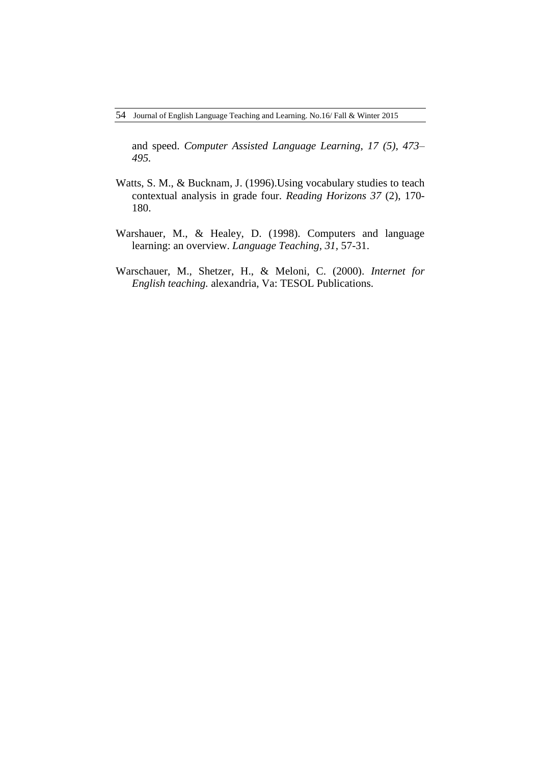and speed. *Computer Assisted Language Learning, 17 (5), 473–495.*

Watts, S. M., & Bucknam, J. (1996).Using vocabulary studies to teach contextual analysis in grade four. *Reading Horizons 37* (2), 170-180.

Warshauer, M., & Healey, D. (1998). Computers and language learning: an overview. *Language Teaching, 31*, 57-31.

Warschauer, M., Shetzer, H., & Meloni, C. (2000). *Internet for English teaching.* alexandria, Va: TESOL Publications.